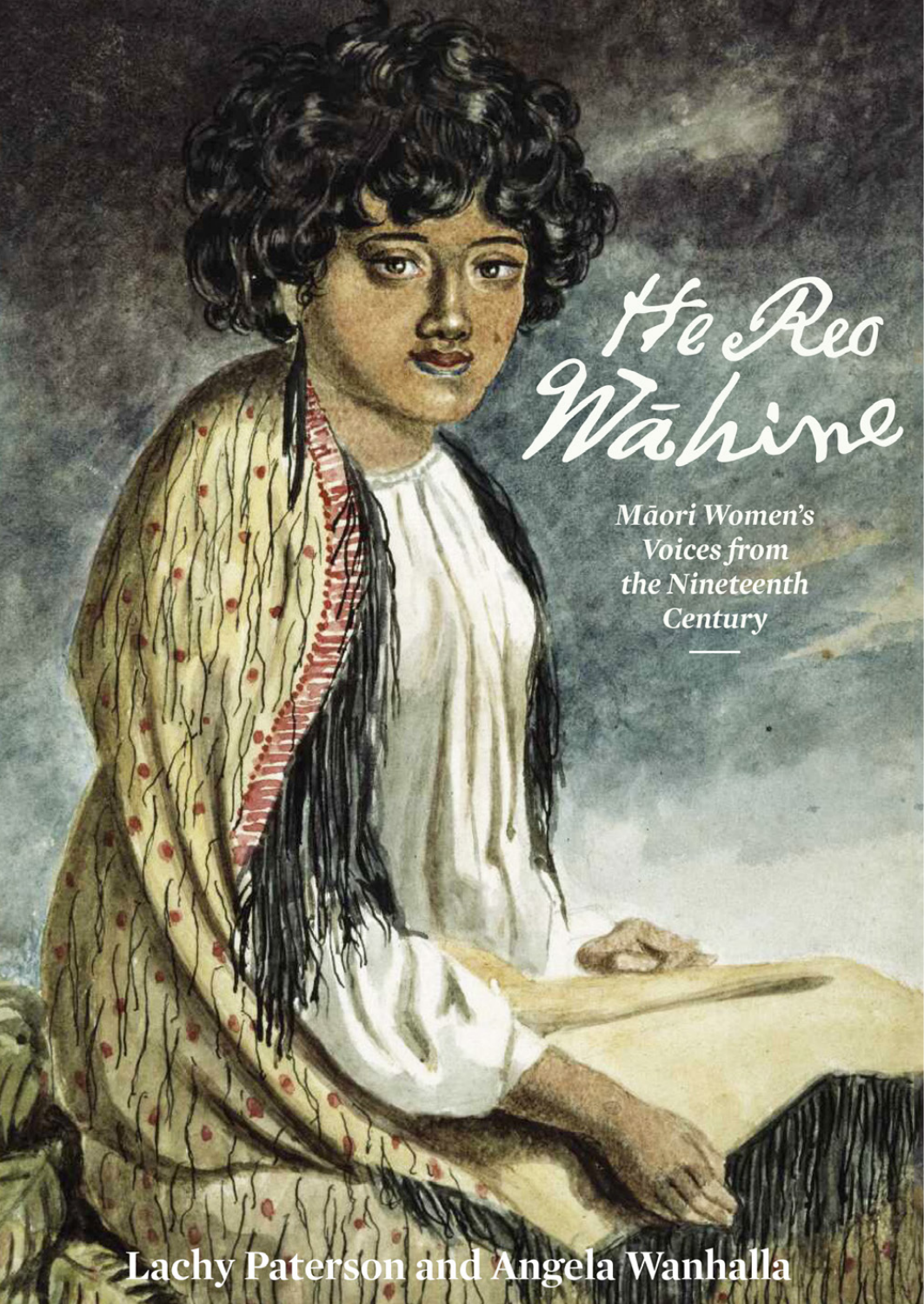# He Reo Wāhine

*Māori Women's Voices from the Nineteenth Century*

Lachy Paterson and Angela Wanhalla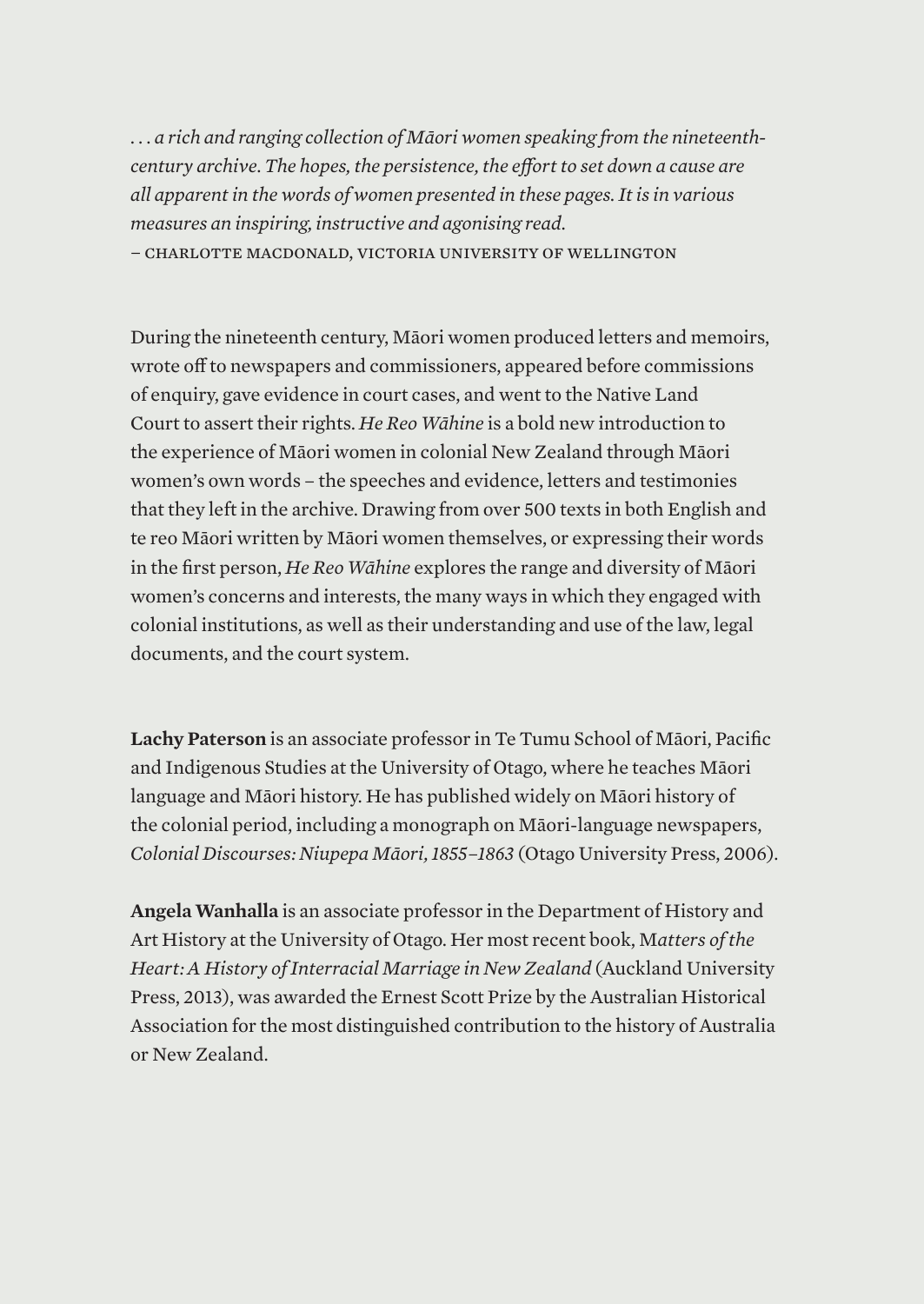*. . . a rich and ranging collection of Māori women speaking from the nineteenth-century archive. The hopes, the persistence, the effort to set down a cause are all apparent in the words of women presented in these pages. It is in various measures an inspiring, instructive and agonising read.*
– CHARLOTTE MACDONALD, VICTORIA UNIVERSITY OF WELLINGTON

During the nineteenth century, Māori women produced letters and memoirs, wrote off to newspapers and commissioners, appeared before commissions of enquiry, gave evidence in court cases, and went to the Native Land Court to assert their rights. *He Reo Wāhine* is a bold new introduction to the experience of Māori women in colonial New Zealand through Māori women's own words – the speeches and evidence, letters and testimonies that they left in the archive. Drawing from over 500 texts in both English and te reo Māori written by Māori women themselves, or expressing their words in the first person, *He Reo Wāhine* explores the range and diversity of Māori women's concerns and interests, the many ways in which they engaged with colonial institutions, as well as their understanding and use of the law, legal documents, and the court system.

**Lachy Paterson** is an associate professor in Te Tumu School of Māori, Pacific and Indigenous Studies at the University of Otago, where he teaches Māori language and Māori history. He has published widely on Māori history of the colonial period, including a monograph on Māori-language newspapers, *Colonial Discourses: Niupepa Māori, 1855–1863* (Otago University Press, 2006).

**Angela Wanhalla** is an associate professor in the Department of History and Art History at the University of Otago. Her most recent book, M*atters of the Heart: A History of Interracial Marriage in New Zealand* (Auckland University Press, 2013), was awarded the Ernest Scott Prize by the Australian Historical Association for the most distinguished contribution to the history of Australia or New Zealand.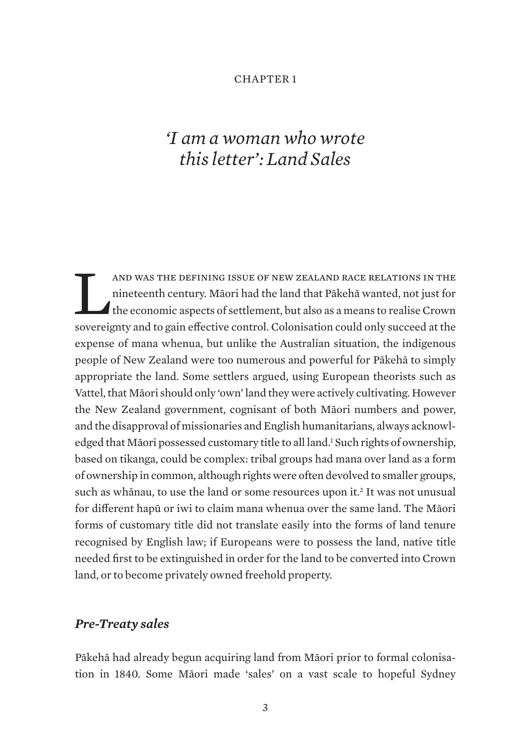CHAPTER 1

# *'I am a woman who wrote this letter': Land Sales*

Land was the defining issue of New Zealand race relations in the nineteenth century. Māori had the land that Pākehā wanted, not just for the economic aspects of settlement, but also as a means to realise Crown sovereignty and to gain effective control. Colonisation could only succeed at the expense of mana whenua, but unlike the Australian situation, the indigenous people of New Zealand were too numerous and powerful for Pākehā to simply appropriate the land. Some settlers argued, using European theorists such as Vattel, that Māori should only 'own' land they were actively cultivating. However the New Zealand government, cognisant of both Māori numbers and power, and the disapproval of missionaries and English humanitarians, always acknowledged that Māori possessed customary title to all land.[1] Such rights of ownership, based on tikanga, could be complex: tribal groups had mana over land as a form of ownership in common, although rights were often devolved to smaller groups, such as whānau, to use the land or some resources upon it.[2] It was not unusual for different hapū or iwi to claim mana whenua over the same land. The Māori forms of customary title did not translate easily into the forms of land tenure recognised by English law; if Europeans were to possess the land, native title needed first to be extinguished in order for the land to be converted into Crown land, or to become privately owned freehold property.

## *Pre-Treaty sales*

Pākehā had already begun acquiring land from Māori prior to formal colonisation in 1840. Some Māori made 'sales' on a vast scale to hopeful Sydney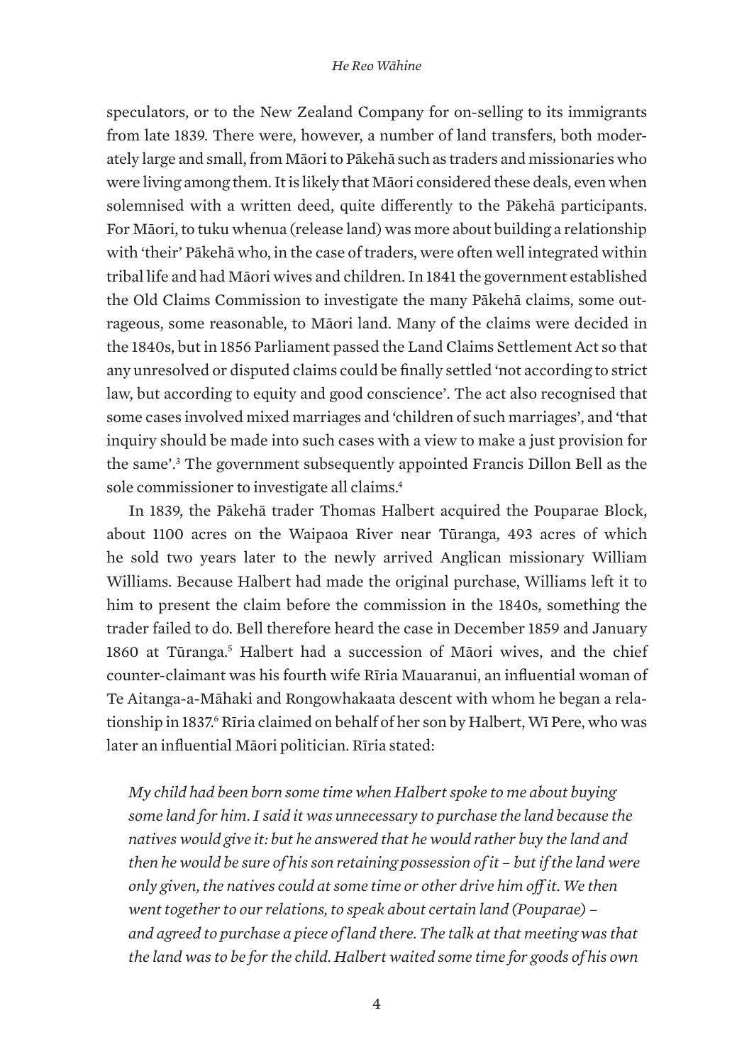speculators, or to the New Zealand Company for on-selling to its immigrants from late 1839. There were, however, a number of land transfers, both moderately large and small, from Māori to Pākehā such as traders and missionaries who were living among them. It is likely that Māori considered these deals, even when solemnised with a written deed, quite differently to the Pākehā participants. For Māori, to tuku whenua (release land) was more about building a relationship with 'their' Pākehā who, in the case of traders, were often well integrated within tribal life and had Māori wives and children. In 1841 the government established the Old Claims Commission to investigate the many Pākehā claims, some outrageous, some reasonable, to Māori land. Many of the claims were decided in the 1840s, but in 1856 Parliament passed the Land Claims Settlement Act so that any unresolved or disputed claims could be finally settled 'not according to strict law, but according to equity and good conscience'. The act also recognised that some cases involved mixed marriages and 'children of such marriages', and 'that inquiry should be made into such cases with a view to make a just provision for the same'.[3] The government subsequently appointed Francis Dillon Bell as the sole commissioner to investigate all claims.[4]

In 1839, the Pākehā trader Thomas Halbert acquired the Pouparae Block, about 1100 acres on the Waipaoa River near Tūranga, 493 acres of which he sold two years later to the newly arrived Anglican missionary William Williams. Because Halbert had made the original purchase, Williams left it to him to present the claim before the commission in the 1840s, something the trader failed to do. Bell therefore heard the case in December 1859 and January 1860 at Tūranga.[5] Halbert had a succession of Māori wives, and the chief counter-claimant was his fourth wife Rīria Mauaranui, an influential woman of Te Aitanga-a-Māhaki and Rongowhakaata descent with whom he began a relationship in 1837.[6] Rīria claimed on behalf of her son by Halbert, Wī Pere, who was later an influential Māori politician. Rīria stated:

> *My child had been born some time when Halbert spoke to me about buying some land for him. I said it was unnecessary to purchase the land because the natives would give it: but he answered that he would rather buy the land and then he would be sure of his son retaining possession of it – but if the land were only given, the natives could at some time or other drive him off it. We then went together to our relations, to speak about certain land (Pouparae) – and agreed to purchase a piece of land there. The talk at that meeting was that the land was to be for the child. Halbert waited some time for goods of his own*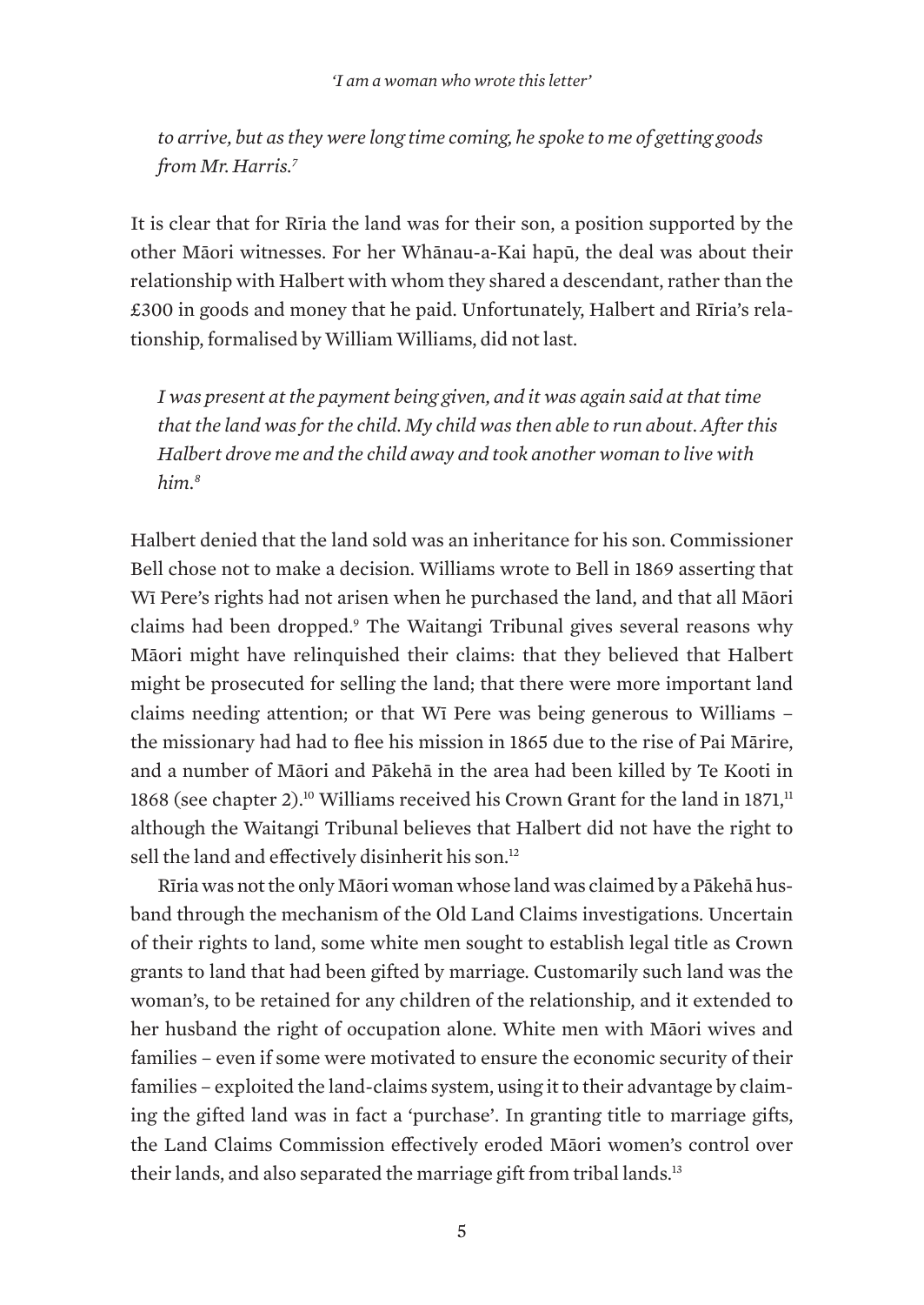*to arrive, but as they were long time coming, he spoke to me of getting goods from Mr. Harris.*[7]

It is clear that for Rīria the land was for their son, a position supported by the other Māori witnesses. For her Whānau-a-Kai hapū, the deal was about their relationship with Halbert with whom they shared a descendant, rather than the £300 in goods and money that he paid. Unfortunately, Halbert and Rīria's relationship, formalised by William Williams, did not last.

*I was present at the payment being given, and it was again said at that time that the land was for the child. My child was then able to run about. After this Halbert drove me and the child away and took another woman to live with him.*[8]

Halbert denied that the land sold was an inheritance for his son. Commissioner Bell chose not to make a decision. Williams wrote to Bell in 1869 asserting that Wī Pere's rights had not arisen when he purchased the land, and that all Māori claims had been dropped.[9] The Waitangi Tribunal gives several reasons why Māori might have relinquished their claims: that they believed that Halbert might be prosecuted for selling the land; that there were more important land claims needing attention; or that Wī Pere was being generous to Williams – the missionary had had to flee his mission in 1865 due to the rise of Pai Mārire, and a number of Māori and Pākehā in the area had been killed by Te Kooti in 1868 (see chapter 2).[10] Williams received his Crown Grant for the land in 1871,[11] although the Waitangi Tribunal believes that Halbert did not have the right to sell the land and effectively disinherit his son.[12]

Rīria was not the only Māori woman whose land was claimed by a Pākehā husband through the mechanism of the Old Land Claims investigations. Uncertain of their rights to land, some white men sought to establish legal title as Crown grants to land that had been gifted by marriage. Customarily such land was the woman's, to be retained for any children of the relationship, and it extended to her husband the right of occupation alone. White men with Māori wives and families – even if some were motivated to ensure the economic security of their families – exploited the land-claims system, using it to their advantage by claiming the gifted land was in fact a 'purchase'. In granting title to marriage gifts, the Land Claims Commission effectively eroded Māori women's control over their lands, and also separated the marriage gift from tribal lands.[13]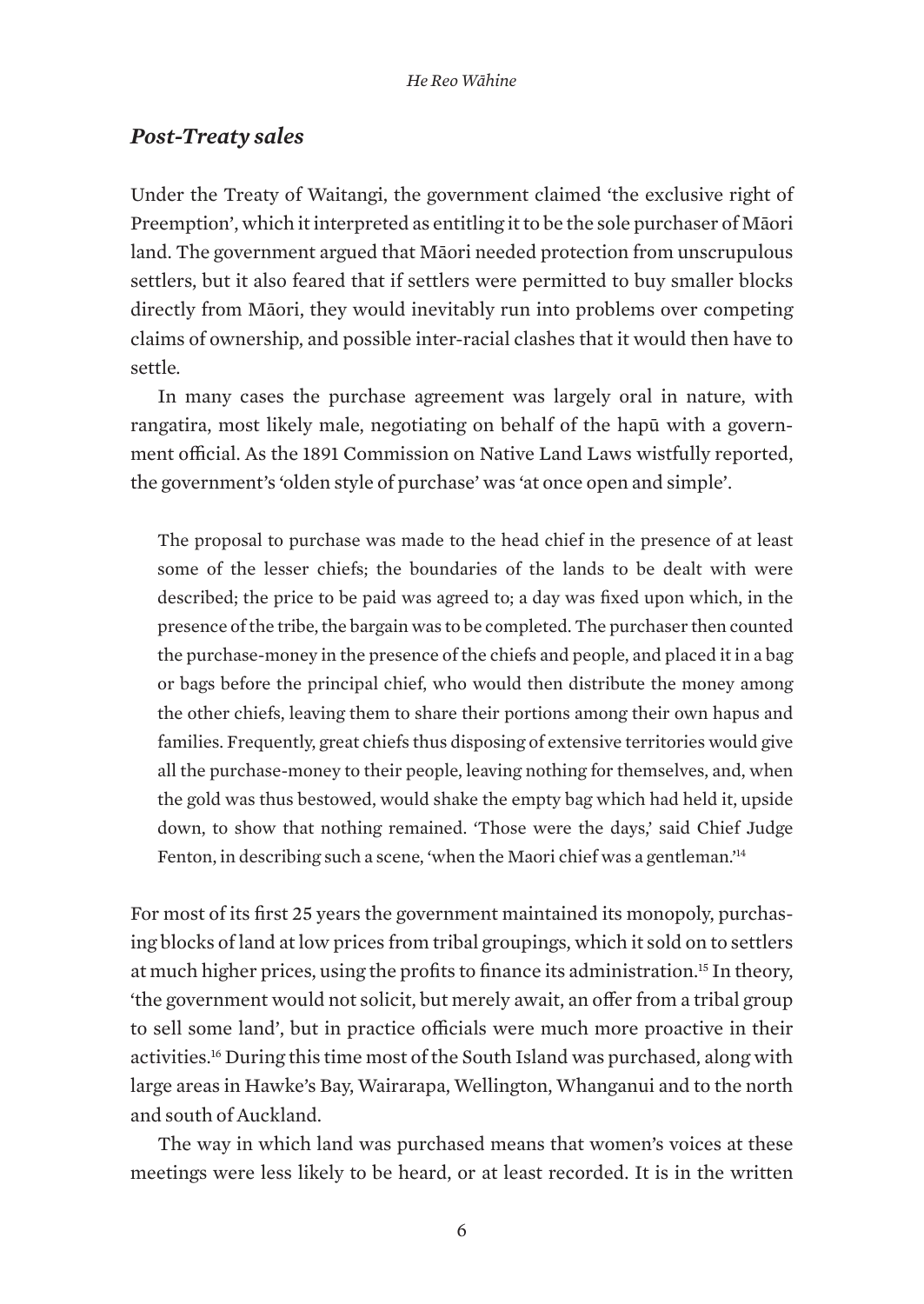## *Post-Treaty sales*

Under the Treaty of Waitangi, the government claimed 'the exclusive right of Preemption', which it interpreted as entitling it to be the sole purchaser of Māori land. The government argued that Māori needed protection from unscrupulous settlers, but it also feared that if settlers were permitted to buy smaller blocks directly from Māori, they would inevitably run into problems over competing claims of ownership, and possible inter-racial clashes that it would then have to settle.

In many cases the purchase agreement was largely oral in nature, with rangatira, most likely male, negotiating on behalf of the hapū with a government official. As the 1891 Commission on Native Land Laws wistfully reported, the government's 'olden style of purchase' was 'at once open and simple'.

> The proposal to purchase was made to the head chief in the presence of at least some of the lesser chiefs; the boundaries of the lands to be dealt with were described; the price to be paid was agreed to; a day was fixed upon which, in the presence of the tribe, the bargain was to be completed. The purchaser then counted the purchase-money in the presence of the chiefs and people, and placed it in a bag or bags before the principal chief, who would then distribute the money among the other chiefs, leaving them to share their portions among their own hapus and families. Frequently, great chiefs thus disposing of extensive territories would give all the purchase-money to their people, leaving nothing for themselves, and, when the gold was thus bestowed, would shake the empty bag which had held it, upside down, to show that nothing remained. 'Those were the days,' said Chief Judge Fenton, in describing such a scene, 'when the Maori chief was a gentleman.'[14]

For most of its first 25 years the government maintained its monopoly, purchasing blocks of land at low prices from tribal groupings, which it sold on to settlers at much higher prices, using the profits to finance its administration.[15] In theory, 'the government would not solicit, but merely await, an offer from a tribal group to sell some land', but in practice officials were much more proactive in their activities.[16] During this time most of the South Island was purchased, along with large areas in Hawke's Bay, Wairarapa, Wellington, Whanganui and to the north and south of Auckland.

The way in which land was purchased means that women's voices at these meetings were less likely to be heard, or at least recorded. It is in the written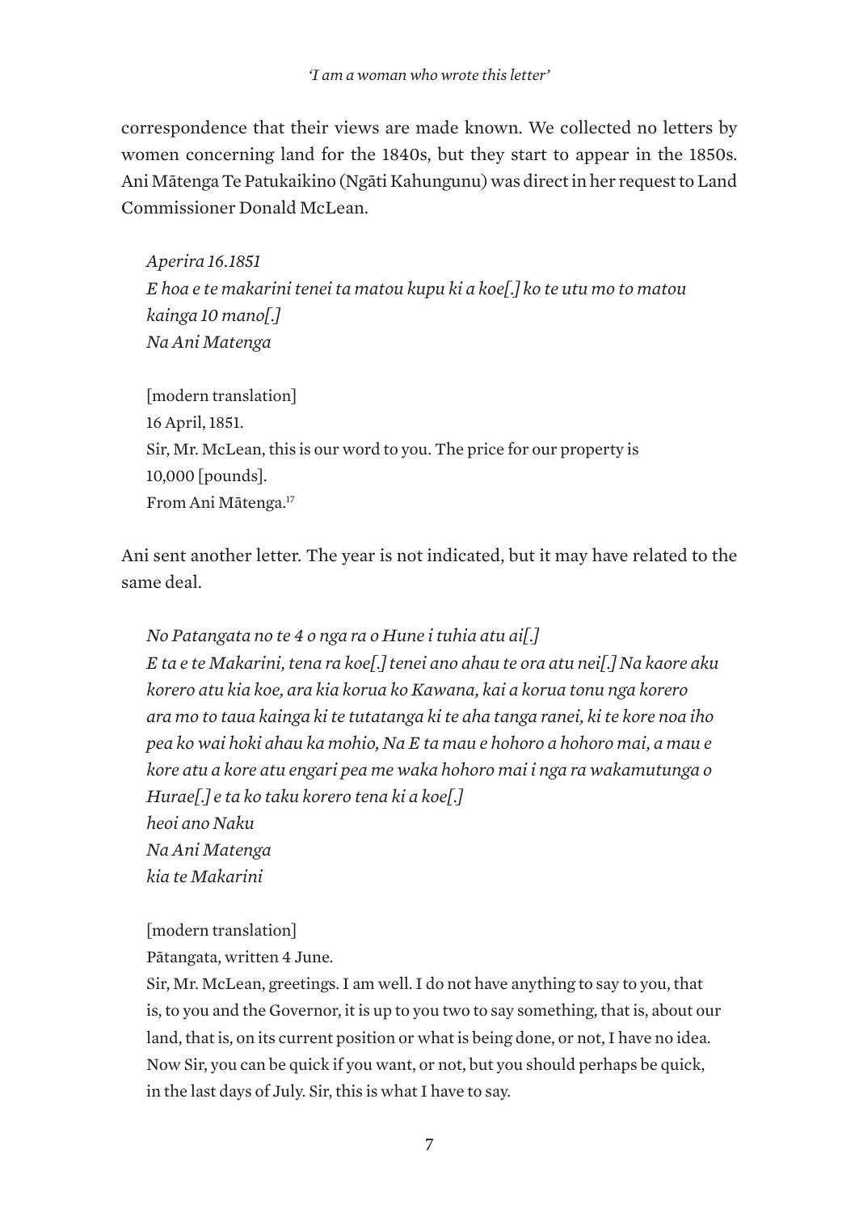correspondence that their views are made known. We collected no letters by women concerning land for the 1840s, but they start to appear in the 1850s. Ani Mātenga Te Patukaikino (Ngāti Kahungunu) was direct in her request to Land Commissioner Donald McLean.

> *Aperira 16.1851*
> *E hoa e te makarini tenei ta matou kupu ki a koe[.] ko te utu mo to matou kainga 10 mano[.]*
> *Na Ani Matenga*
>
> [modern translation]
> 16 April, 1851.
> Sir, Mr. McLean, this is our word to you. The price for our property is 10,000 [pounds].
> From Ani Mātenga.[17]

Ani sent another letter. The year is not indicated, but it may have related to the same deal.

> *No Patangata no te 4 o nga ra o Hune i tuhia atu ai[.]*
> *E ta e te Makarini, tena ra koe[.] tenei ano ahau te ora atu nei[.] Na kaore aku korero atu kia koe, ara kia korua ko Kawana, kai a korua tonu nga korero ara mo to taua kainga ki te tutatanga ki te aha tanga ranei, ki te kore noa iho pea ko wai hoki ahau ka mohio, Na E ta mau e hohoro a hohoro mai, a mau e kore atu a kore atu engari pea me waka hohoro mai i nga ra wakamutunga o Hurae[.] e ta ko taku korero tena ki a koe[.]*
> *heoi ano Naku*
> *Na Ani Matenga*
> *kia te Makarini*
>
> [modern translation]
> Pātangata, written 4 June.
> Sir, Mr. McLean, greetings. I am well. I do not have anything to say to you, that is, to you and the Governor, it is up to you two to say something, that is, about our land, that is, on its current position or what is being done, or not, I have no idea. Now Sir, you can be quick if you want, or not, but you should perhaps be quick, in the last days of July. Sir, this is what I have to say.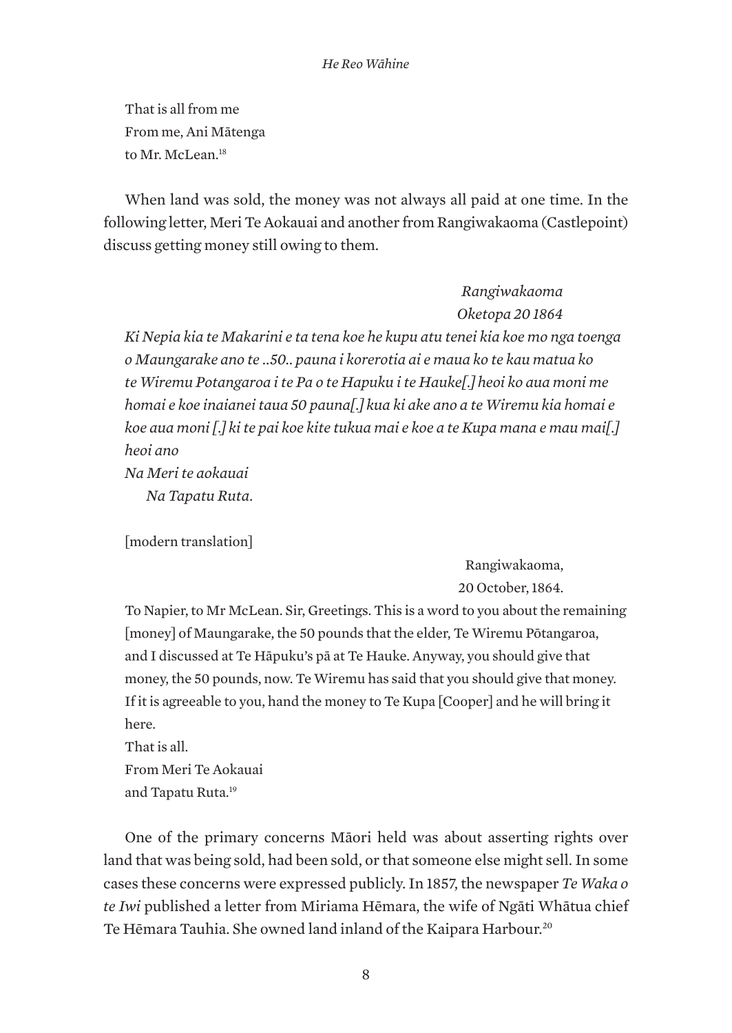That is all from me
From me, Ani Mātenga
to Mr. McLean.[18]

When land was sold, the money was not always all paid at one time. In the following letter, Meri Te Aokauai and another from Rangiwakaoma (Castlepoint) discuss getting money still owing to them.

*Rangiwakaoma*
*Oketopa 20 1864*

*Ki Nepia kia te Makarini e ta tena koe he kupu atu tenei kia koe mo nga toenga o Maungarake ano te ..50.. pauna i korerotia ai e maua ko te kau matua ko te Wiremu Potangaroa i te Pa o te Hapuku i te Hauke[.] heoi ko aua moni me homai e koe inaianei taua 50 pauna[.] kua ki ake ano a te Wiremu kia homai e koe aua moni [.] ki te pai koe kite tukua mai e koe a te Kupa mana e mau mai[.] heoi ano*
*Na Meri te aokauai*
*Na Tapatu Ruta.*

[modern translation]

Rangiwakaoma,
20 October, 1864.

To Napier, to Mr McLean. Sir, Greetings. This is a word to you about the remaining [money] of Maungarake, the 50 pounds that the elder, Te Wiremu Pōtangaroa, and I discussed at Te Hāpuku's pā at Te Hauke. Anyway, you should give that money, the 50 pounds, now. Te Wiremu has said that you should give that money. If it is agreeable to you, hand the money to Te Kupa [Cooper] and he will bring it here.
That is all.
From Meri Te Aokauai
and Tapatu Ruta.[19]

One of the primary concerns Māori held was about asserting rights over land that was being sold, had been sold, or that someone else might sell. In some cases these concerns were expressed publicly. In 1857, the newspaper *Te Waka o te Iwi* published a letter from Miriama Hēmara, the wife of Ngāti Whātua chief Te Hēmara Tauhia. She owned land inland of the Kaipara Harbour.[20]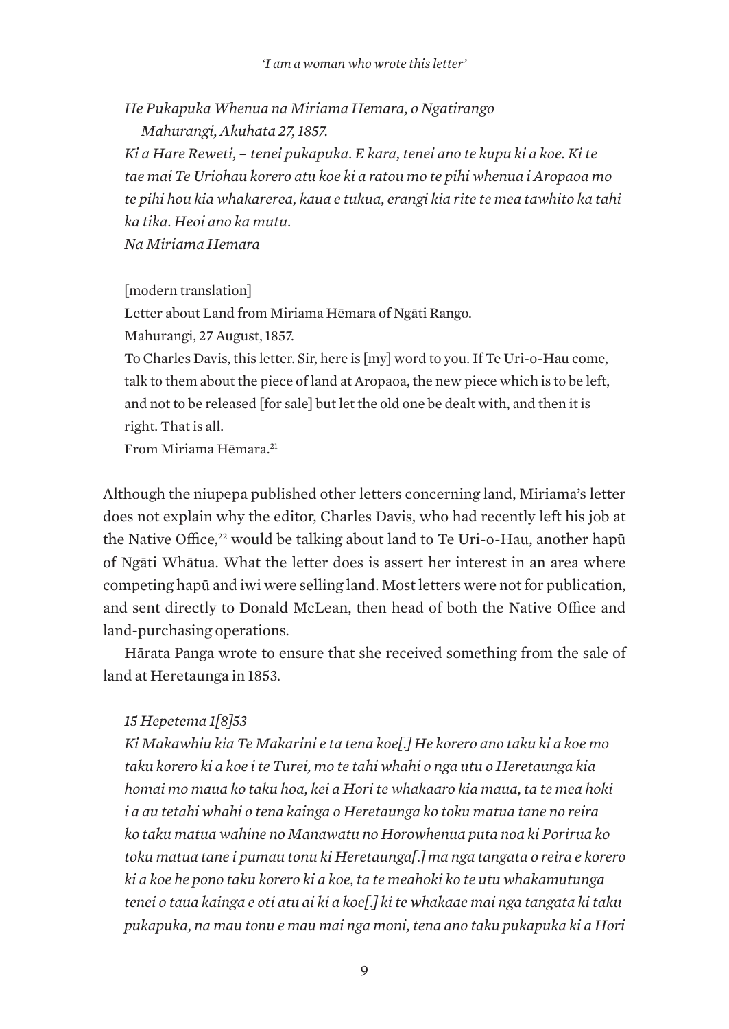*He Pukapuka Whenua na Miriama Hemara, o Ngatirango*
*Mahurangi, Akuhata 27, 1857.*
*Ki a Hare Reweti, – tenei pukapuka. E kara, tenei ano te kupu ki a koe. Ki te tae mai Te Uriohau korero atu koe ki a ratou mo te pihi whenua i Aropaoa mo te pihi hou kia whakarerea, kaua e tukua, erangi kia rite te mea tawhito ka tahi ka tika. Heoi ano ka mutu.*
*Na Miriama Hemara*

[modern translation]
Letter about Land from Miriama Hēmara of Ngāti Rango.
Mahurangi, 27 August, 1857.
To Charles Davis, this letter. Sir, here is [my] word to you. If Te Uri-o-Hau come, talk to them about the piece of land at Aropaoa, the new piece which is to be left, and not to be released [for sale] but let the old one be dealt with, and then it is right. That is all.
From Miriama Hēmara.[21]

Although the niupepa published other letters concerning land, Miriama's letter does not explain why the editor, Charles Davis, who had recently left his job at the Native Office,[22] would be talking about land to Te Uri-o-Hau, another hapū of Ngāti Whātua. What the letter does is assert her interest in an area where competing hapū and iwi were selling land. Most letters were not for publication, and sent directly to Donald McLean, then head of both the Native Office and land-purchasing operations.

Hārata Panga wrote to ensure that she received something from the sale of land at Heretaunga in 1853.

*15 Hepetema 1[8]53*
*Ki Makawhiu kia Te Makarini e ta tena koe[.] He korero ano taku ki a koe mo taku korero ki a koe i te Turei, mo te tahi whahi o nga utu o Heretaunga kia homai mo maua ko taku hoa, kei a Hori te whakaaro kia maua, ta te mea hoki i a au tetahi whahi o tena kainga o Heretaunga ko toku matua tane no reira ko taku matua wahine no Manawatu no Horowhenua puta noa ki Porirua ko toku matua tane i pumau tonu ki Heretaunga[.] ma nga tangata o reira e korero ki a koe he pono taku korero ki a koe, ta te meahoki ko te utu whakamutunga tenei o taua kainga e oti atu ai ki a koe[.] ki te whakaae mai nga tangata ki taku pukapuka, na mau tonu e mau mai nga moni, tena ano taku pukapuka ki a Hori*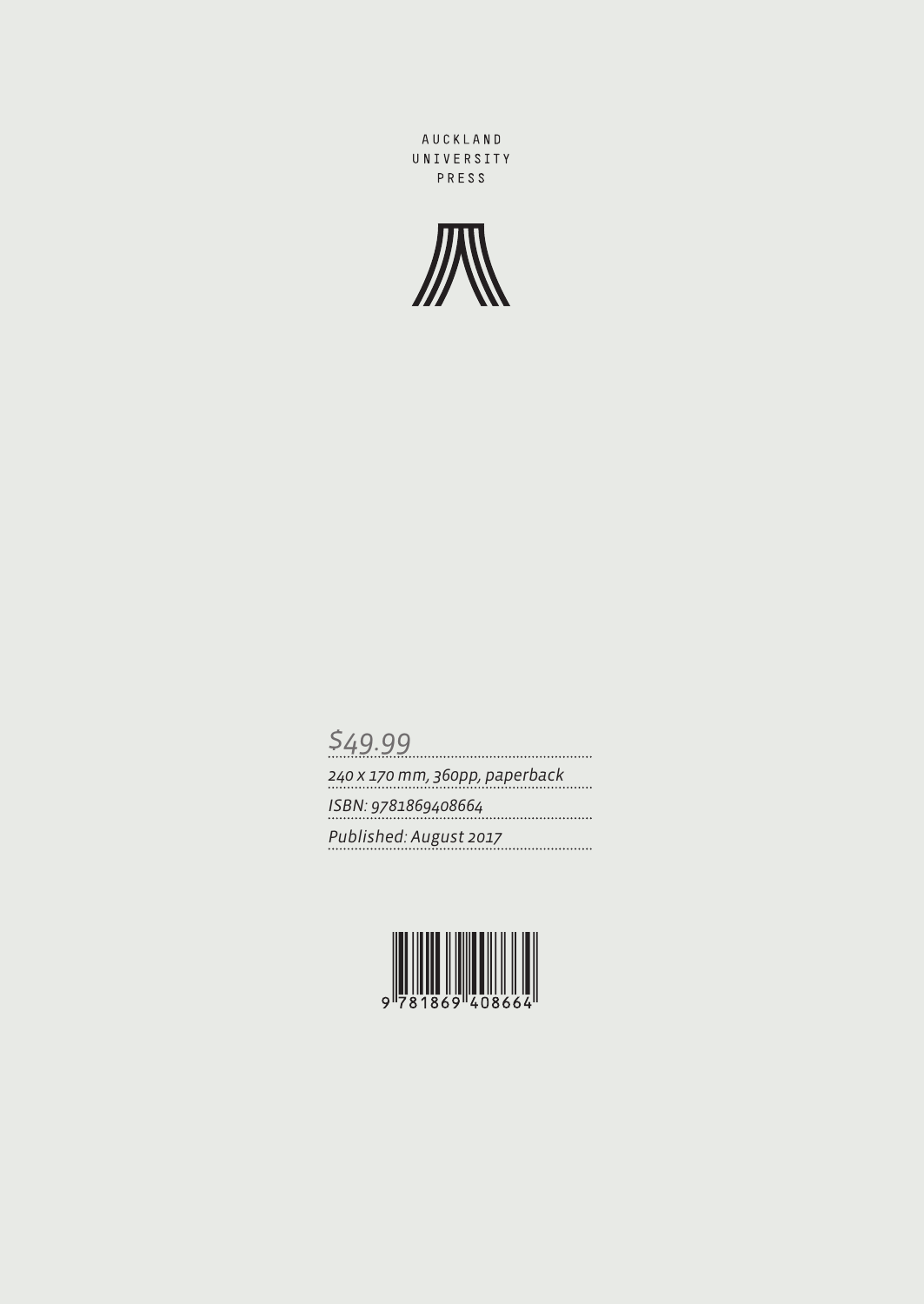AUCKLAND
UNIVERSITY
PRESS

*$49.99*

*240 x 170 mm, 360pp, paperback*

*ISBN: 9781869408664*

*Published: August 2017*

9 781869 408664